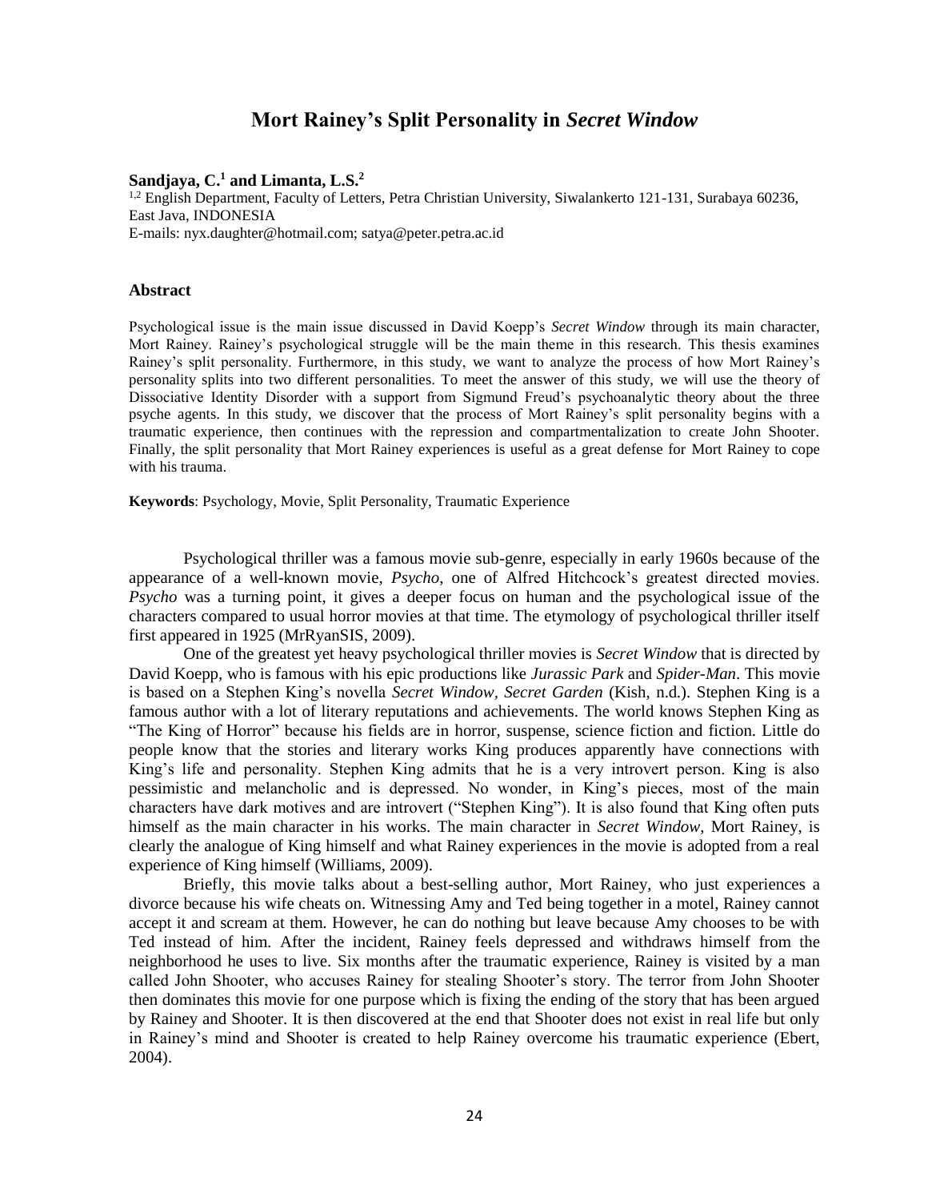# Mort Rainey's Split Personality in *Secret Window*

**Sandjaya, C.[1] and Limanta, L.S.[2]**

[1,2] English Department, Faculty of Letters, Petra Christian University, Siwalankerto 121-131, Surabaya 60236, East Java, INDONESIA
E-mails: nyx.daughter@hotmail.com; satya@peter.petra.ac.id

## Abstract

Psychological issue is the main issue discussed in David Koepp's *Secret Window* through its main character, Mort Rainey. Rainey's psychological struggle will be the main theme in this research. This thesis examines Rainey's split personality. Furthermore, in this study, we want to analyze the process of how Mort Rainey's personality splits into two different personalities. To meet the answer of this study, we will use the theory of Dissociative Identity Disorder with a support from Sigmund Freud's psychoanalytic theory about the three psyche agents. In this study, we discover that the process of Mort Rainey's split personality begins with a traumatic experience, then continues with the repression and compartmentalization to create John Shooter. Finally, the split personality that Mort Rainey experiences is useful as a great defense for Mort Rainey to cope with his trauma.

**Keywords**: Psychology, Movie, Split Personality, Traumatic Experience

Psychological thriller was a famous movie sub-genre, especially in early 1960s because of the appearance of a well-known movie, *Psycho*, one of Alfred Hitchcock's greatest directed movies. *Psycho* was a turning point, it gives a deeper focus on human and the psychological issue of the characters compared to usual horror movies at that time. The etymology of psychological thriller itself first appeared in 1925 (MrRyanSIS, 2009).

One of the greatest yet heavy psychological thriller movies is *Secret Window* that is directed by David Koepp, who is famous with his epic productions like *Jurassic Park* and *Spider-Man*. This movie is based on a Stephen King's novella *Secret Window, Secret Garden* (Kish, n.d.). Stephen King is a famous author with a lot of literary reputations and achievements. The world knows Stephen King as "The King of Horror" because his fields are in horror, suspense, science fiction and fiction. Little do people know that the stories and literary works King produces apparently have connections with King's life and personality. Stephen King admits that he is a very introvert person. King is also pessimistic and melancholic and is depressed. No wonder, in King's pieces, most of the main characters have dark motives and are introvert ("Stephen King"). It is also found that King often puts himself as the main character in his works. The main character in *Secret Window*, Mort Rainey, is clearly the analogue of King himself and what Rainey experiences in the movie is adopted from a real experience of King himself (Williams, 2009).

Briefly, this movie talks about a best-selling author, Mort Rainey, who just experiences a divorce because his wife cheats on. Witnessing Amy and Ted being together in a motel, Rainey cannot accept it and scream at them. However, he can do nothing but leave because Amy chooses to be with Ted instead of him. After the incident, Rainey feels depressed and withdraws himself from the neighborhood he uses to live. Six months after the traumatic experience, Rainey is visited by a man called John Shooter, who accuses Rainey for stealing Shooter's story. The terror from John Shooter then dominates this movie for one purpose which is fixing the ending of the story that has been argued by Rainey and Shooter. It is then discovered at the end that Shooter does not exist in real life but only in Rainey's mind and Shooter is created to help Rainey overcome his traumatic experience (Ebert, 2004).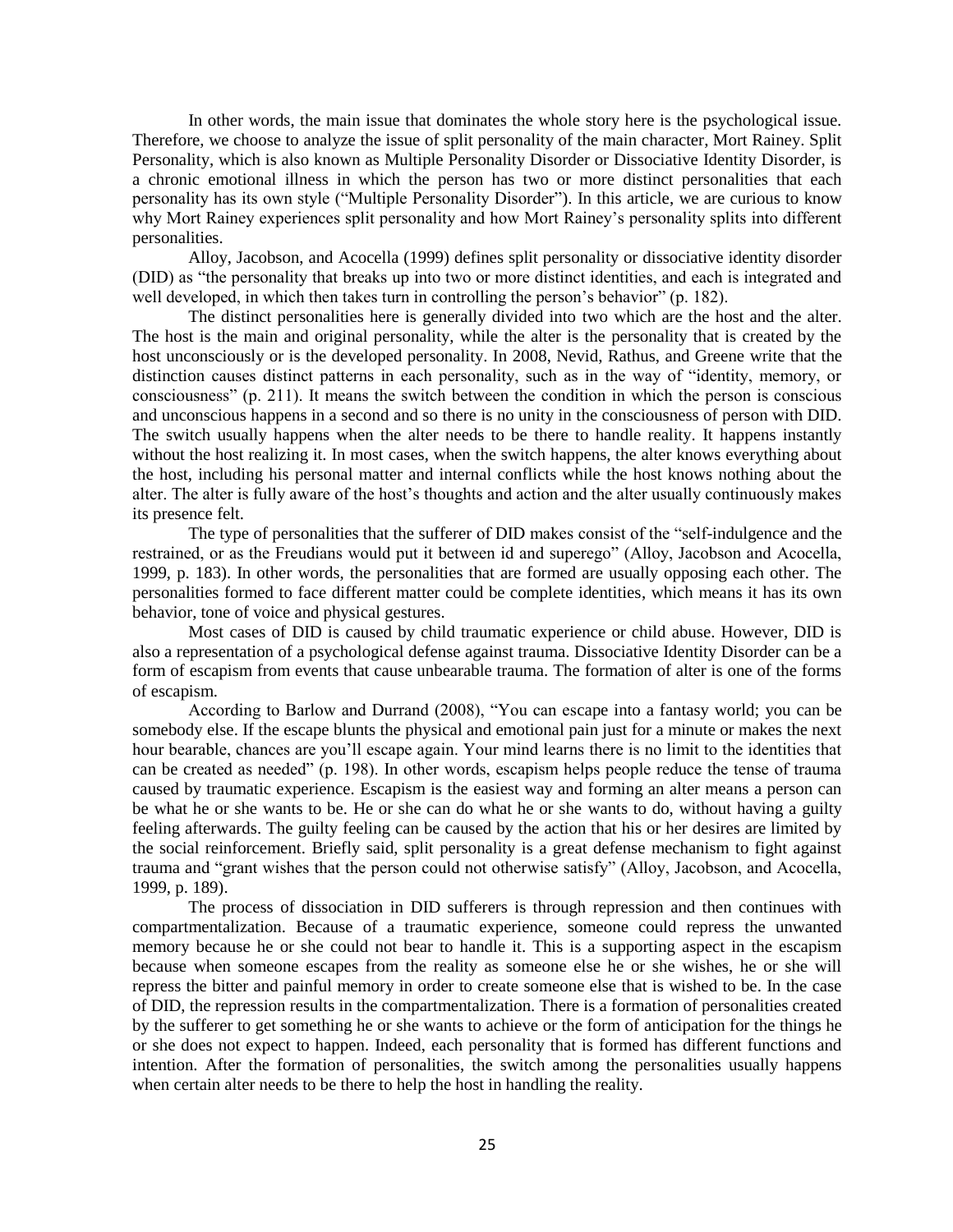In other words, the main issue that dominates the whole story here is the psychological issue. Therefore, we choose to analyze the issue of split personality of the main character, Mort Rainey. Split Personality, which is also known as Multiple Personality Disorder or Dissociative Identity Disorder, is a chronic emotional illness in which the person has two or more distinct personalities that each personality has its own style ("Multiple Personality Disorder"). In this article, we are curious to know why Mort Rainey experiences split personality and how Mort Rainey's personality splits into different personalities.

Alloy, Jacobson, and Acocella (1999) defines split personality or dissociative identity disorder (DID) as "the personality that breaks up into two or more distinct identities, and each is integrated and well developed, in which then takes turn in controlling the person's behavior" (p. 182).

The distinct personalities here is generally divided into two which are the host and the alter. The host is the main and original personality, while the alter is the personality that is created by the host unconsciously or is the developed personality. In 2008, Nevid, Rathus, and Greene write that the distinction causes distinct patterns in each personality, such as in the way of "identity, memory, or consciousness" (p. 211). It means the switch between the condition in which the person is conscious and unconscious happens in a second and so there is no unity in the consciousness of person with DID. The switch usually happens when the alter needs to be there to handle reality. It happens instantly without the host realizing it. In most cases, when the switch happens, the alter knows everything about the host, including his personal matter and internal conflicts while the host knows nothing about the alter. The alter is fully aware of the host's thoughts and action and the alter usually continuously makes its presence felt.

The type of personalities that the sufferer of DID makes consist of the "self-indulgence and the restrained, or as the Freudians would put it between id and superego" (Alloy, Jacobson and Acocella, 1999, p. 183). In other words, the personalities that are formed are usually opposing each other. The personalities formed to face different matter could be complete identities, which means it has its own behavior, tone of voice and physical gestures.

Most cases of DID is caused by child traumatic experience or child abuse. However, DID is also a representation of a psychological defense against trauma. Dissociative Identity Disorder can be a form of escapism from events that cause unbearable trauma. The formation of alter is one of the forms of escapism.

According to Barlow and Durrand (2008), "You can escape into a fantasy world; you can be somebody else. If the escape blunts the physical and emotional pain just for a minute or makes the next hour bearable, chances are you'll escape again. Your mind learns there is no limit to the identities that can be created as needed" (p. 198). In other words, escapism helps people reduce the tense of trauma caused by traumatic experience. Escapism is the easiest way and forming an alter means a person can be what he or she wants to be. He or she can do what he or she wants to do, without having a guilty feeling afterwards. The guilty feeling can be caused by the action that his or her desires are limited by the social reinforcement. Briefly said, split personality is a great defense mechanism to fight against trauma and "grant wishes that the person could not otherwise satisfy" (Alloy, Jacobson, and Acocella, 1999, p. 189).

The process of dissociation in DID sufferers is through repression and then continues with compartmentalization. Because of a traumatic experience, someone could repress the unwanted memory because he or she could not bear to handle it. This is a supporting aspect in the escapism because when someone escapes from the reality as someone else he or she wishes, he or she will repress the bitter and painful memory in order to create someone else that is wished to be. In the case of DID, the repression results in the compartmentalization. There is a formation of personalities created by the sufferer to get something he or she wants to achieve or the form of anticipation for the things he or she does not expect to happen. Indeed, each personality that is formed has different functions and intention. After the formation of personalities, the switch among the personalities usually happens when certain alter needs to be there to help the host in handling the reality.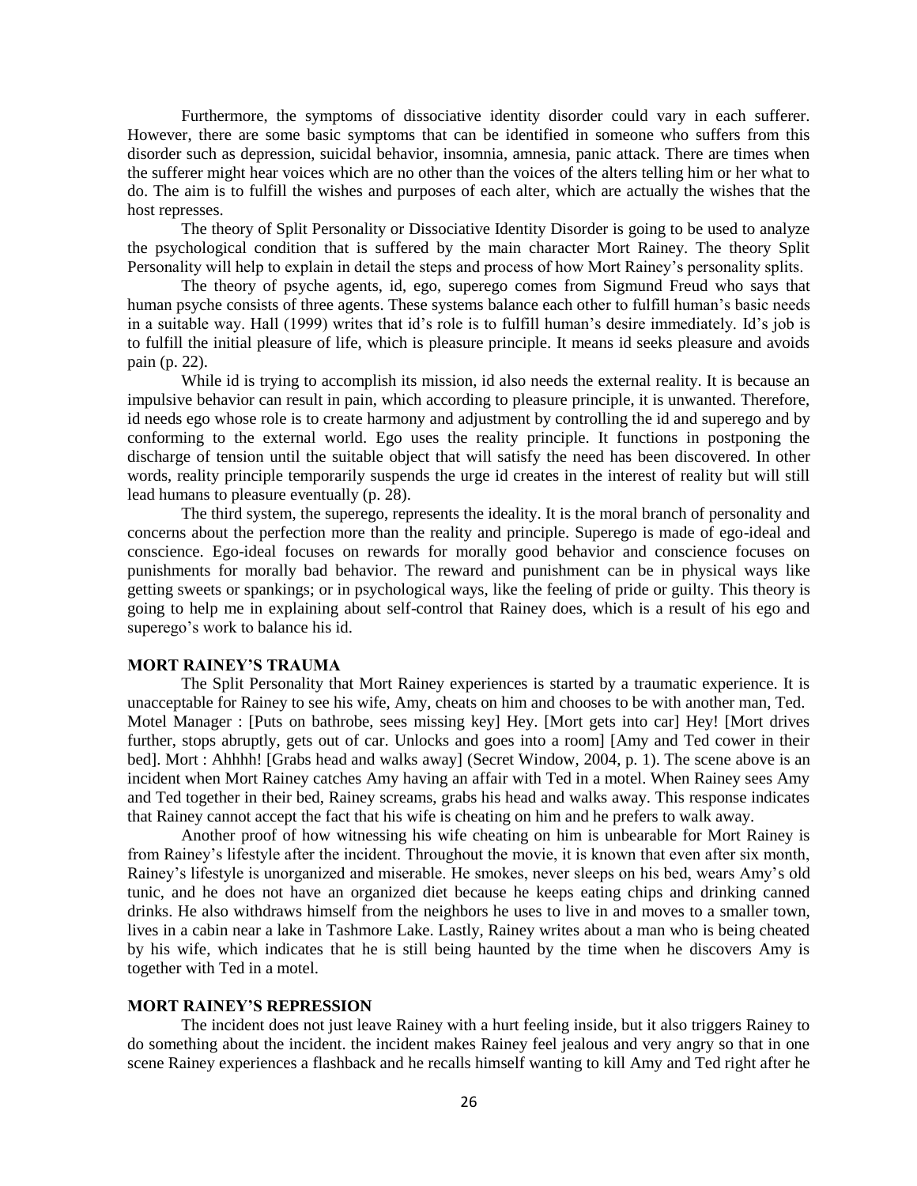Furthermore, the symptoms of dissociative identity disorder could vary in each sufferer. However, there are some basic symptoms that can be identified in someone who suffers from this disorder such as depression, suicidal behavior, insomnia, amnesia, panic attack. There are times when the sufferer might hear voices which are no other than the voices of the alters telling him or her what to do. The aim is to fulfill the wishes and purposes of each alter, which are actually the wishes that the host represses.

The theory of Split Personality or Dissociative Identity Disorder is going to be used to analyze the psychological condition that is suffered by the main character Mort Rainey. The theory Split Personality will help to explain in detail the steps and process of how Mort Rainey's personality splits.

The theory of psyche agents, id, ego, superego comes from Sigmund Freud who says that human psyche consists of three agents. These systems balance each other to fulfill human's basic needs in a suitable way. Hall (1999) writes that id's role is to fulfill human's desire immediately. Id's job is to fulfill the initial pleasure of life, which is pleasure principle. It means id seeks pleasure and avoids pain (p. 22).

While id is trying to accomplish its mission, id also needs the external reality. It is because an impulsive behavior can result in pain, which according to pleasure principle, it is unwanted. Therefore, id needs ego whose role is to create harmony and adjustment by controlling the id and superego and by conforming to the external world. Ego uses the reality principle. It functions in postponing the discharge of tension until the suitable object that will satisfy the need has been discovered. In other words, reality principle temporarily suspends the urge id creates in the interest of reality but will still lead humans to pleasure eventually (p. 28).

The third system, the superego, represents the ideality. It is the moral branch of personality and concerns about the perfection more than the reality and principle. Superego is made of ego-ideal and conscience. Ego-ideal focuses on rewards for morally good behavior and conscience focuses on punishments for morally bad behavior. The reward and punishment can be in physical ways like getting sweets or spankings; or in psychological ways, like the feeling of pride or guilty. This theory is going to help me in explaining about self-control that Rainey does, which is a result of his ego and superego's work to balance his id.

**MORT RAINEY'S TRAUMA**

The Split Personality that Mort Rainey experiences is started by a traumatic experience. It is unacceptable for Rainey to see his wife, Amy, cheats on him and chooses to be with another man, Ted. Motel Manager : [Puts on bathrobe, sees missing key] Hey. [Mort gets into car] Hey! [Mort drives further, stops abruptly, gets out of car. Unlocks and goes into a room] [Amy and Ted cower in their bed]. Mort : Ahhhh! [Grabs head and walks away] (Secret Window, 2004, p. 1). The scene above is an incident when Mort Rainey catches Amy having an affair with Ted in a motel. When Rainey sees Amy and Ted together in their bed, Rainey screams, grabs his head and walks away. This response indicates that Rainey cannot accept the fact that his wife is cheating on him and he prefers to walk away.

Another proof of how witnessing his wife cheating on him is unbearable for Mort Rainey is from Rainey's lifestyle after the incident. Throughout the movie, it is known that even after six month, Rainey's lifestyle is unorganized and miserable. He smokes, never sleeps on his bed, wears Amy's old tunic, and he does not have an organized diet because he keeps eating chips and drinking canned drinks. He also withdraws himself from the neighbors he uses to live in and moves to a smaller town, lives in a cabin near a lake in Tashmore Lake. Lastly, Rainey writes about a man who is being cheated by his wife, which indicates that he is still being haunted by the time when he discovers Amy is together with Ted in a motel.

**MORT RAINEY'S REPRESSION**

The incident does not just leave Rainey with a hurt feeling inside, but it also triggers Rainey to do something about the incident. the incident makes Rainey feel jealous and very angry so that in one scene Rainey experiences a flashback and he recalls himself wanting to kill Amy and Ted right after he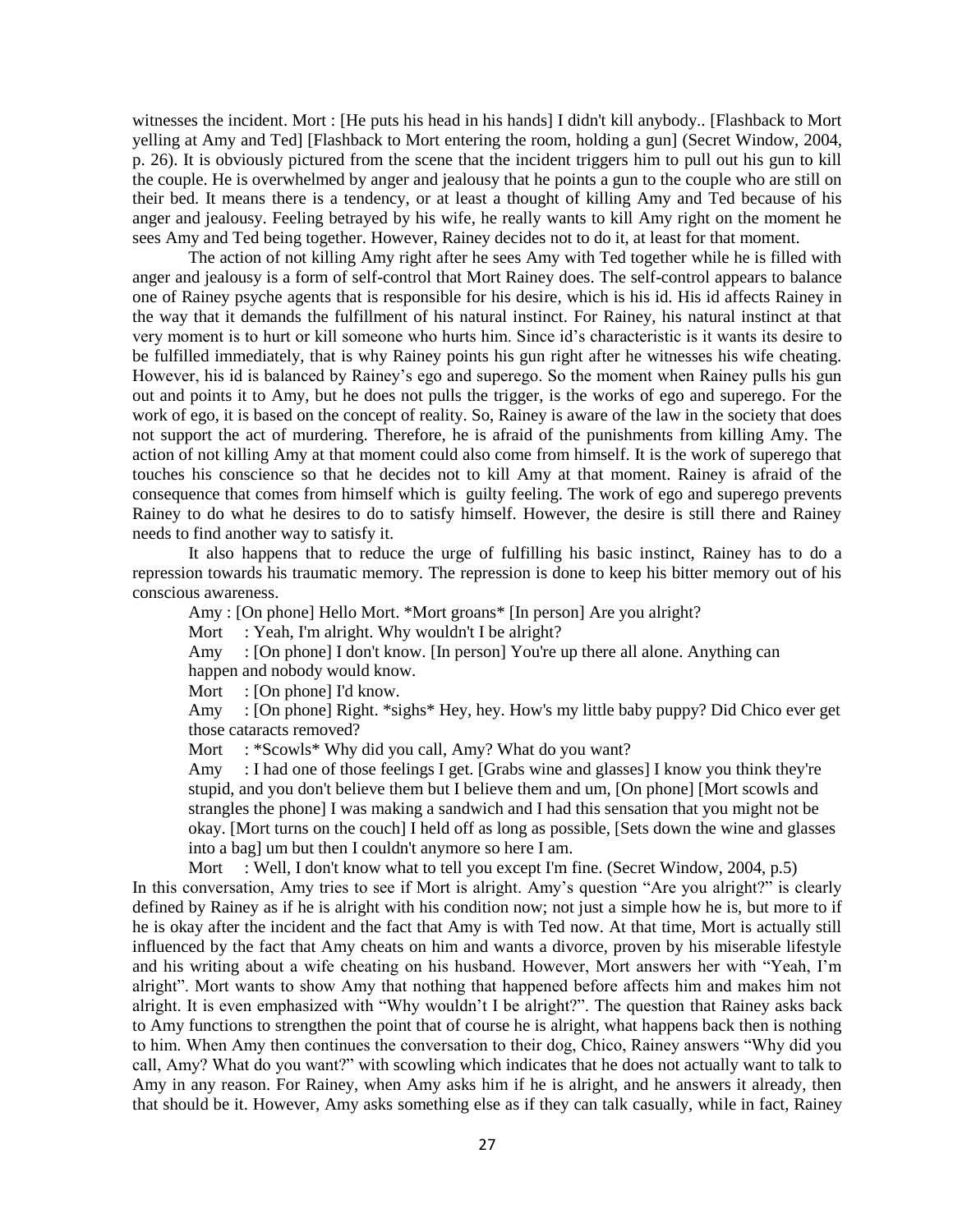witnesses the incident. Mort : [He puts his head in his hands] I didn't kill anybody.. [Flashback to Mort yelling at Amy and Ted] [Flashback to Mort entering the room, holding a gun] (Secret Window, 2004, p. 26). It is obviously pictured from the scene that the incident triggers him to pull out his gun to kill the couple. He is overwhelmed by anger and jealousy that he points a gun to the couple who are still on their bed. It means there is a tendency, or at least a thought of killing Amy and Ted because of his anger and jealousy. Feeling betrayed by his wife, he really wants to kill Amy right on the moment he sees Amy and Ted being together. However, Rainey decides not to do it, at least for that moment.

The action of not killing Amy right after he sees Amy with Ted together while he is filled with anger and jealousy is a form of self-control that Mort Rainey does. The self-control appears to balance one of Rainey psyche agents that is responsible for his desire, which is his id. His id affects Rainey in the way that it demands the fulfillment of his natural instinct. For Rainey, his natural instinct at that very moment is to hurt or kill someone who hurts him. Since id's characteristic is it wants its desire to be fulfilled immediately, that is why Rainey points his gun right after he witnesses his wife cheating. However, his id is balanced by Rainey's ego and superego. So the moment when Rainey pulls his gun out and points it to Amy, but he does not pulls the trigger, is the works of ego and superego. For the work of ego, it is based on the concept of reality. So, Rainey is aware of the law in the society that does not support the act of murdering. Therefore, he is afraid of the punishments from killing Amy. The action of not killing Amy at that moment could also come from himself. It is the work of superego that touches his conscience so that he decides not to kill Amy at that moment. Rainey is afraid of the consequence that comes from himself which is guilty feeling. The work of ego and superego prevents Rainey to do what he desires to do to satisfy himself. However, the desire is still there and Rainey needs to find another way to satisfy it.

It also happens that to reduce the urge of fulfilling his basic instinct, Rainey has to do a repression towards his traumatic memory. The repression is done to keep his bitter memory out of his conscious awareness.

Amy : [On phone] Hello Mort. *Mort groans* [In person] Are you alright?

Mort : Yeah, I'm alright. Why wouldn't I be alright?

Amy : [On phone] I don't know. [In person] You're up there all alone. Anything can happen and nobody would know.

Mort : [On phone] I'd know.

Amy : [On phone] Right. *sighs* Hey, hey. How's my little baby puppy? Did Chico ever get those cataracts removed?

Mort : *Scowls* Why did you call, Amy? What do you want?

Amy : I had one of those feelings I get. [Grabs wine and glasses] I know you think they're stupid, and you don't believe them but I believe them and um, [On phone] [Mort scowls and strangles the phone] I was making a sandwich and I had this sensation that you might not be okay. [Mort turns on the couch] I held off as long as possible, [Sets down the wine and glasses into a bag] um but then I couldn't anymore so here I am.

Mort : Well, I don't know what to tell you except I'm fine. (Secret Window, 2004, p.5)

In this conversation, Amy tries to see if Mort is alright. Amy's question "Are you alright?" is clearly defined by Rainey as if he is alright with his condition now; not just a simple how he is, but more to if he is okay after the incident and the fact that Amy is with Ted now. At that time, Mort is actually still influenced by the fact that Amy cheats on him and wants a divorce, proven by his miserable lifestyle and his writing about a wife cheating on his husband. However, Mort answers her with "Yeah, I'm alright". Mort wants to show Amy that nothing that happened before affects him and makes him not alright. It is even emphasized with "Why wouldn't I be alright?". The question that Rainey asks back to Amy functions to strengthen the point that of course he is alright, what happens back then is nothing to him. When Amy then continues the conversation to their dog, Chico, Rainey answers "Why did you call, Amy? What do you want?" with scowling which indicates that he does not actually want to talk to Amy in any reason. For Rainey, when Amy asks him if he is alright, and he answers it already, then that should be it. However, Amy asks something else as if they can talk casually, while in fact, Rainey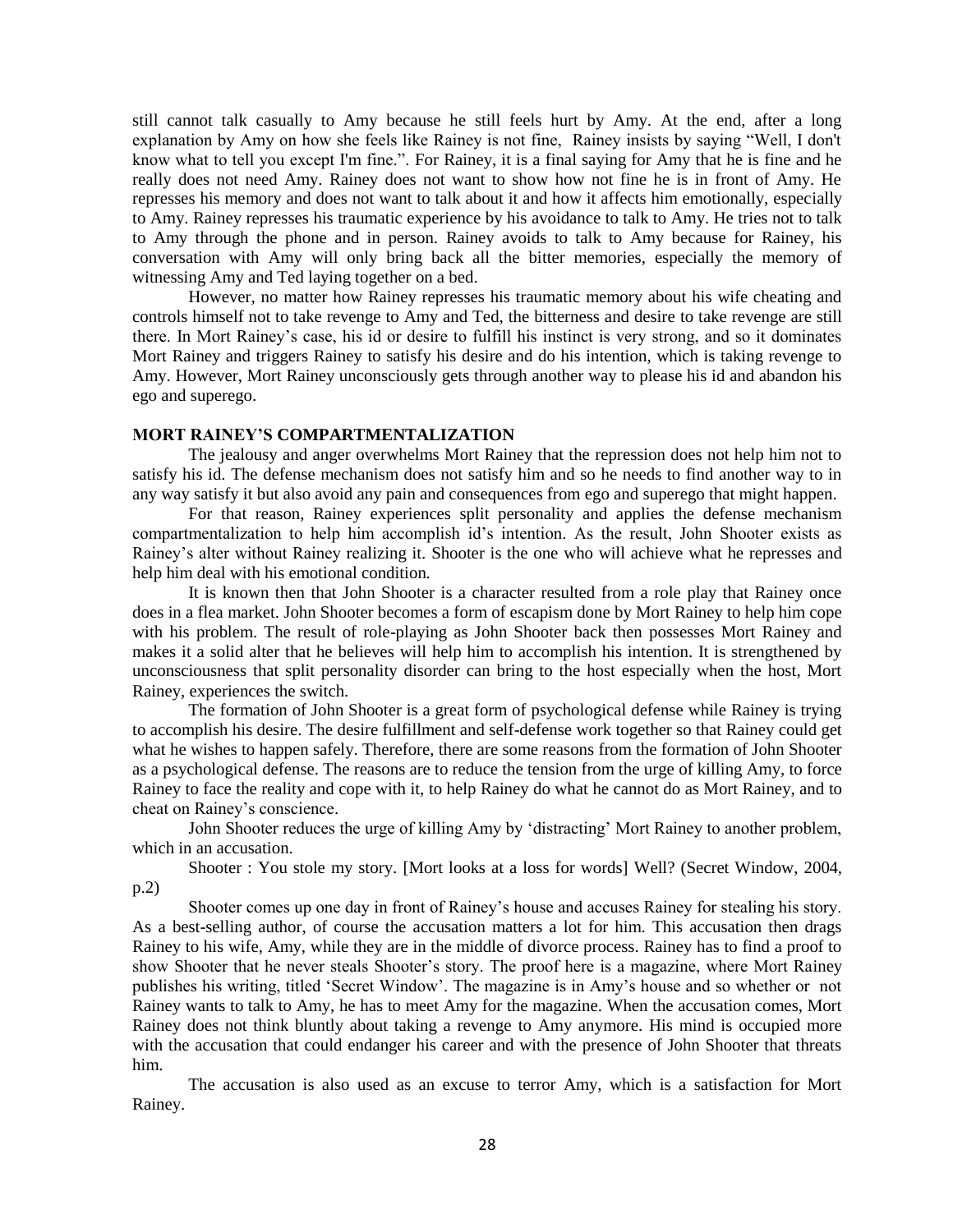still cannot talk casually to Amy because he still feels hurt by Amy. At the end, after a long explanation by Amy on how she feels like Rainey is not fine, Rainey insists by saying "Well, I don't know what to tell you except I'm fine.". For Rainey, it is a final saying for Amy that he is fine and he really does not need Amy. Rainey does not want to show how not fine he is in front of Amy. He represses his memory and does not want to talk about it and how it affects him emotionally, especially to Amy. Rainey represses his traumatic experience by his avoidance to talk to Amy. He tries not to talk to Amy through the phone and in person. Rainey avoids to talk to Amy because for Rainey, his conversation with Amy will only bring back all the bitter memories, especially the memory of witnessing Amy and Ted laying together on a bed.

However, no matter how Rainey represses his traumatic memory about his wife cheating and controls himself not to take revenge to Amy and Ted, the bitterness and desire to take revenge are still there. In Mort Rainey's case, his id or desire to fulfill his instinct is very strong, and so it dominates Mort Rainey and triggers Rainey to satisfy his desire and do his intention, which is taking revenge to Amy. However, Mort Rainey unconsciously gets through another way to please his id and abandon his ego and superego.

## MORT RAINEY'S COMPARTMENTALIZATION

The jealousy and anger overwhelms Mort Rainey that the repression does not help him not to satisfy his id. The defense mechanism does not satisfy him and so he needs to find another way to in any way satisfy it but also avoid any pain and consequences from ego and superego that might happen.

For that reason, Rainey experiences split personality and applies the defense mechanism compartmentalization to help him accomplish id's intention. As the result, John Shooter exists as Rainey's alter without Rainey realizing it. Shooter is the one who will achieve what he represses and help him deal with his emotional condition.

It is known then that John Shooter is a character resulted from a role play that Rainey once does in a flea market. John Shooter becomes a form of escapism done by Mort Rainey to help him cope with his problem. The result of role-playing as John Shooter back then possesses Mort Rainey and makes it a solid alter that he believes will help him to accomplish his intention. It is strengthened by unconsciousness that split personality disorder can bring to the host especially when the host, Mort Rainey, experiences the switch.

The formation of John Shooter is a great form of psychological defense while Rainey is trying to accomplish his desire. The desire fulfillment and self-defense work together so that Rainey could get what he wishes to happen safely. Therefore, there are some reasons from the formation of John Shooter as a psychological defense. The reasons are to reduce the tension from the urge of killing Amy, to force Rainey to face the reality and cope with it, to help Rainey do what he cannot do as Mort Rainey, and to cheat on Rainey's conscience.

John Shooter reduces the urge of killing Amy by 'distracting' Mort Rainey to another problem, which in an accusation.

Shooter : You stole my story. [Mort looks at a loss for words] Well? (Secret Window, 2004, p.2)

Shooter comes up one day in front of Rainey's house and accuses Rainey for stealing his story. As a best-selling author, of course the accusation matters a lot for him. This accusation then drags Rainey to his wife, Amy, while they are in the middle of divorce process. Rainey has to find a proof to show Shooter that he never steals Shooter's story. The proof here is a magazine, where Mort Rainey publishes his writing, titled 'Secret Window'. The magazine is in Amy's house and so whether or not Rainey wants to talk to Amy, he has to meet Amy for the magazine. When the accusation comes, Mort Rainey does not think bluntly about taking a revenge to Amy anymore. His mind is occupied more with the accusation that could endanger his career and with the presence of John Shooter that threats him.

The accusation is also used as an excuse to terror Amy, which is a satisfaction for Mort Rainey.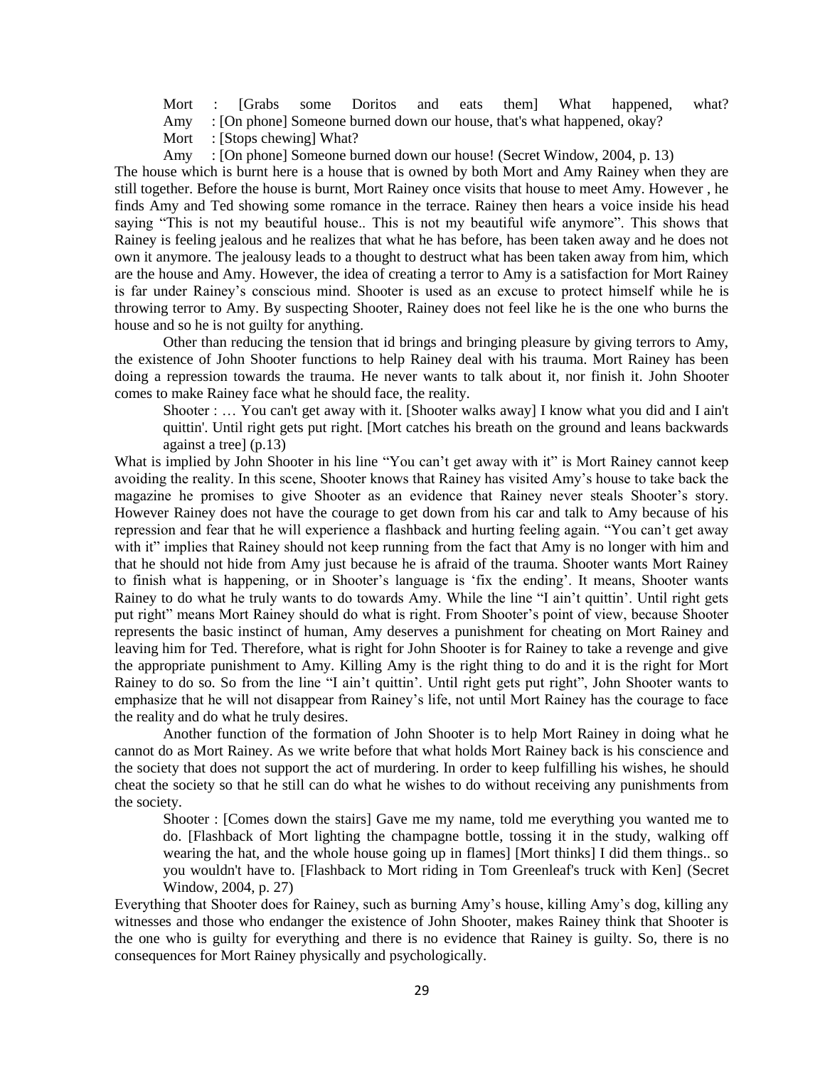Mort : [Grabs some Doritos and eats them] What happened, what?

Amy : [On phone] Someone burned down our house, that's what happened, okay?

Mort : [Stops chewing] What?

Amy : [On phone] Someone burned down our house! (Secret Window, 2004, p. 13)

The house which is burnt here is a house that is owned by both Mort and Amy Rainey when they are still together. Before the house is burnt, Mort Rainey once visits that house to meet Amy. However , he finds Amy and Ted showing some romance in the terrace. Rainey then hears a voice inside his head saying "This is not my beautiful house.. This is not my beautiful wife anymore". This shows that Rainey is feeling jealous and he realizes that what he has before, has been taken away and he does not own it anymore. The jealousy leads to a thought to destruct what has been taken away from him, which are the house and Amy. However, the idea of creating a terror to Amy is a satisfaction for Mort Rainey is far under Rainey's conscious mind. Shooter is used as an excuse to protect himself while he is throwing terror to Amy. By suspecting Shooter, Rainey does not feel like he is the one who burns the house and so he is not guilty for anything.

Other than reducing the tension that id brings and bringing pleasure by giving terrors to Amy, the existence of John Shooter functions to help Rainey deal with his trauma. Mort Rainey has been doing a repression towards the trauma. He never wants to talk about it, nor finish it. John Shooter comes to make Rainey face what he should face, the reality.

> Shooter : … You can't get away with it. [Shooter walks away] I know what you did and I ain't quittin'. Until right gets put right. [Mort catches his breath on the ground and leans backwards against a tree] (p.13)

What is implied by John Shooter in his line "You can't get away with it" is Mort Rainey cannot keep avoiding the reality. In this scene, Shooter knows that Rainey has visited Amy's house to take back the magazine he promises to give Shooter as an evidence that Rainey never steals Shooter's story. However Rainey does not have the courage to get down from his car and talk to Amy because of his repression and fear that he will experience a flashback and hurting feeling again. "You can't get away with it" implies that Rainey should not keep running from the fact that Amy is no longer with him and that he should not hide from Amy just because he is afraid of the trauma. Shooter wants Mort Rainey to finish what is happening, or in Shooter's language is 'fix the ending'. It means, Shooter wants Rainey to do what he truly wants to do towards Amy. While the line "I ain't quittin'. Until right gets put right" means Mort Rainey should do what is right. From Shooter's point of view, because Shooter represents the basic instinct of human, Amy deserves a punishment for cheating on Mort Rainey and leaving him for Ted. Therefore, what is right for John Shooter is for Rainey to take a revenge and give the appropriate punishment to Amy. Killing Amy is the right thing to do and it is the right for Mort Rainey to do so. So from the line "I ain't quittin'. Until right gets put right", John Shooter wants to emphasize that he will not disappear from Rainey's life, not until Mort Rainey has the courage to face the reality and do what he truly desires.

Another function of the formation of John Shooter is to help Mort Rainey in doing what he cannot do as Mort Rainey. As we write before that what holds Mort Rainey back is his conscience and the society that does not support the act of murdering. In order to keep fulfilling his wishes, he should cheat the society so that he still can do what he wishes to do without receiving any punishments from the society.

> Shooter : [Comes down the stairs] Gave me my name, told me everything you wanted me to do. [Flashback of Mort lighting the champagne bottle, tossing it in the study, walking off wearing the hat, and the whole house going up in flames] [Mort thinks] I did them things.. so you wouldn't have to. [Flashback to Mort riding in Tom Greenleaf's truck with Ken] (Secret Window, 2004, p. 27)

Everything that Shooter does for Rainey, such as burning Amy's house, killing Amy's dog, killing any witnesses and those who endanger the existence of John Shooter, makes Rainey think that Shooter is the one who is guilty for everything and there is no evidence that Rainey is guilty. So, there is no consequences for Mort Rainey physically and psychologically.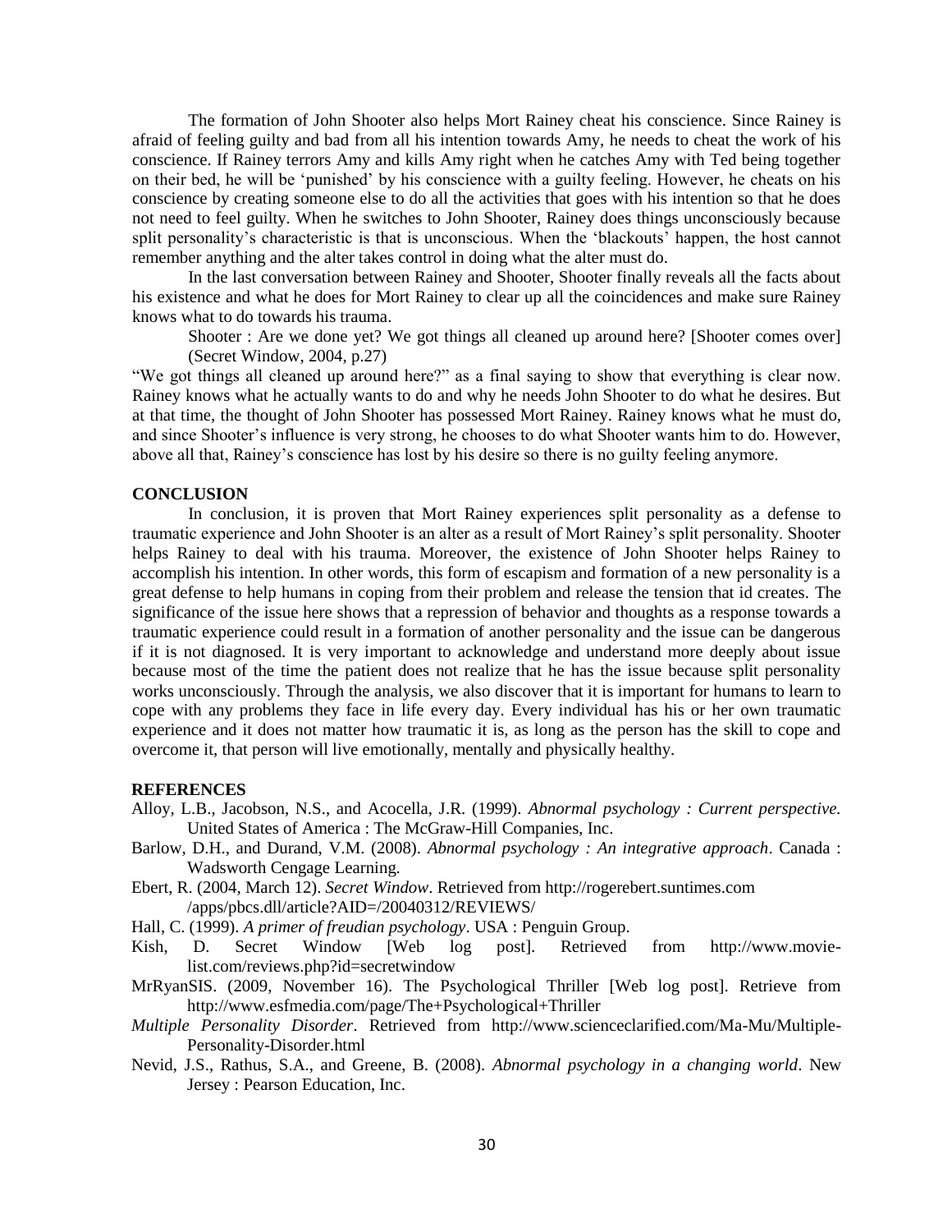The formation of John Shooter also helps Mort Rainey cheat his conscience. Since Rainey is afraid of feeling guilty and bad from all his intention towards Amy, he needs to cheat the work of his conscience. If Rainey terrors Amy and kills Amy right when he catches Amy with Ted being together on their bed, he will be 'punished' by his conscience with a guilty feeling. However, he cheats on his conscience by creating someone else to do all the activities that goes with his intention so that he does not need to feel guilty. When he switches to John Shooter, Rainey does things unconsciously because split personality's characteristic is that is unconscious. When the 'blackouts' happen, the host cannot remember anything and the alter takes control in doing what the alter must do.

In the last conversation between Rainey and Shooter, Shooter finally reveals all the facts about his existence and what he does for Mort Rainey to clear up all the coincidences and make sure Rainey knows what to do towards his trauma.

> Shooter : Are we done yet? We got things all cleaned up around here? [Shooter comes over] (Secret Window, 2004, p.27)

"We got things all cleaned up around here?" as a final saying to show that everything is clear now. Rainey knows what he actually wants to do and why he needs John Shooter to do what he desires. But at that time, the thought of John Shooter has possessed Mort Rainey. Rainey knows what he must do, and since Shooter's influence is very strong, he chooses to do what Shooter wants him to do. However, above all that, Rainey's conscience has lost by his desire so there is no guilty feeling anymore.

## CONCLUSION

In conclusion, it is proven that Mort Rainey experiences split personality as a defense to traumatic experience and John Shooter is an alter as a result of Mort Rainey's split personality. Shooter helps Rainey to deal with his trauma. Moreover, the existence of John Shooter helps Rainey to accomplish his intention. In other words, this form of escapism and formation of a new personality is a great defense to help humans in coping from their problem and release the tension that id creates. The significance of the issue here shows that a repression of behavior and thoughts as a response towards a traumatic experience could result in a formation of another personality and the issue can be dangerous if it is not diagnosed. It is very important to acknowledge and understand more deeply about issue because most of the time the patient does not realize that he has the issue because split personality works unconsciously. Through the analysis, we also discover that it is important for humans to learn to cope with any problems they face in life every day. Every individual has his or her own traumatic experience and it does not matter how traumatic it is, as long as the person has the skill to cope and overcome it, that person will live emotionally, mentally and physically healthy.

## REFERENCES

Alloy, L.B., Jacobson, N.S., and Acocella, J.R. (1999). *Abnormal psychology : Current perspective.* United States of America : The McGraw-Hill Companies, Inc.

Barlow, D.H., and Durand, V.M. (2008). *Abnormal psychology : An integrative approach*. Canada : Wadsworth Cengage Learning.

Ebert, R. (2004, March 12). *Secret Window*. Retrieved from http://rogerebert.suntimes.com /apps/pbcs.dll/article?AID=/20040312/REVIEWS/

Hall, C. (1999). *A primer of freudian psychology*. USA : Penguin Group.

Kish, D. Secret Window [Web log post]. Retrieved from http://www.movie-list.com/reviews.php?id=secretwindow

MrRyanSIS. (2009, November 16). The Psychological Thriller [Web log post]. Retrieve from http://www.esfmedia.com/page/The+Psychological+Thriller

*Multiple Personality Disorder*. Retrieved from http://www.scienceclarified.com/Ma-Mu/Multiple-Personality-Disorder.html

Nevid, J.S., Rathus, S.A., and Greene, B. (2008). *Abnormal psychology in a changing world*. New Jersey : Pearson Education, Inc.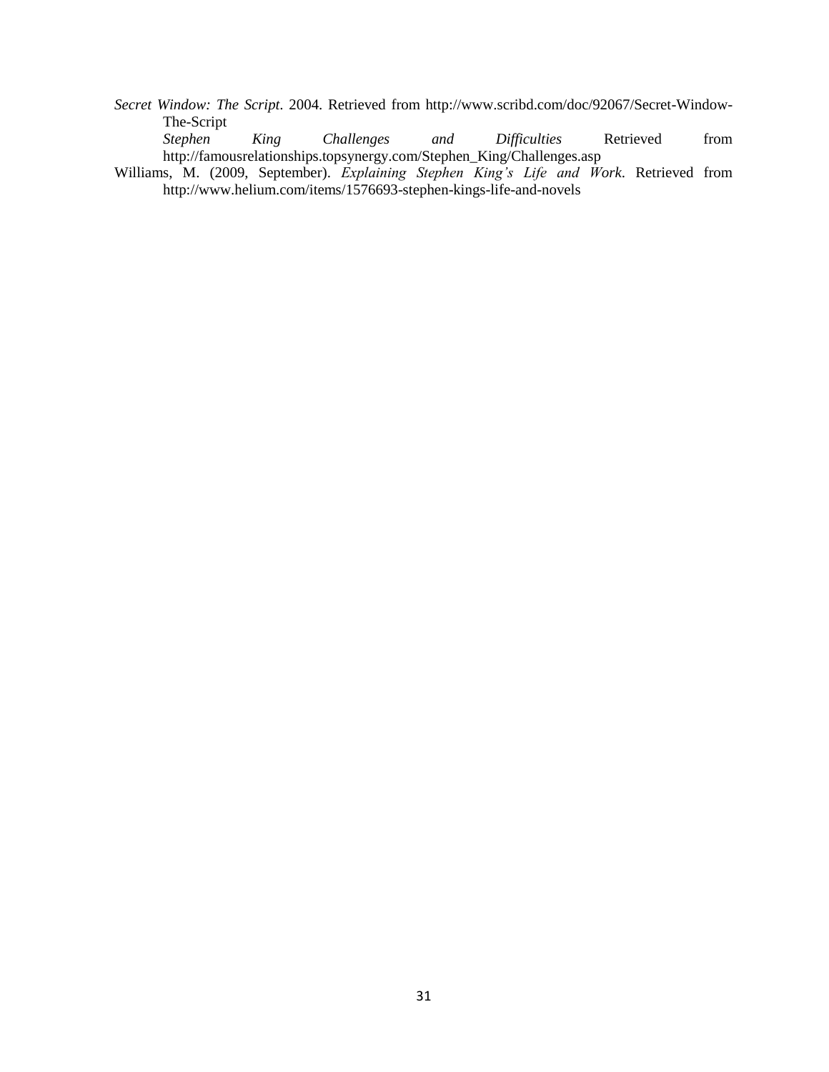*Secret Window: The Script*. 2004. Retrieved from http://www.scribd.com/doc/92067/Secret-Window-The-Script

*Stephen King Challenges and Difficulties* Retrieved from http://famousrelationships.topsynergy.com/Stephen_King/Challenges.asp

Williams, M. (2009, September). *Explaining Stephen King's Life and Work*. Retrieved from http://www.helium.com/items/1576693-stephen-kings-life-and-novels